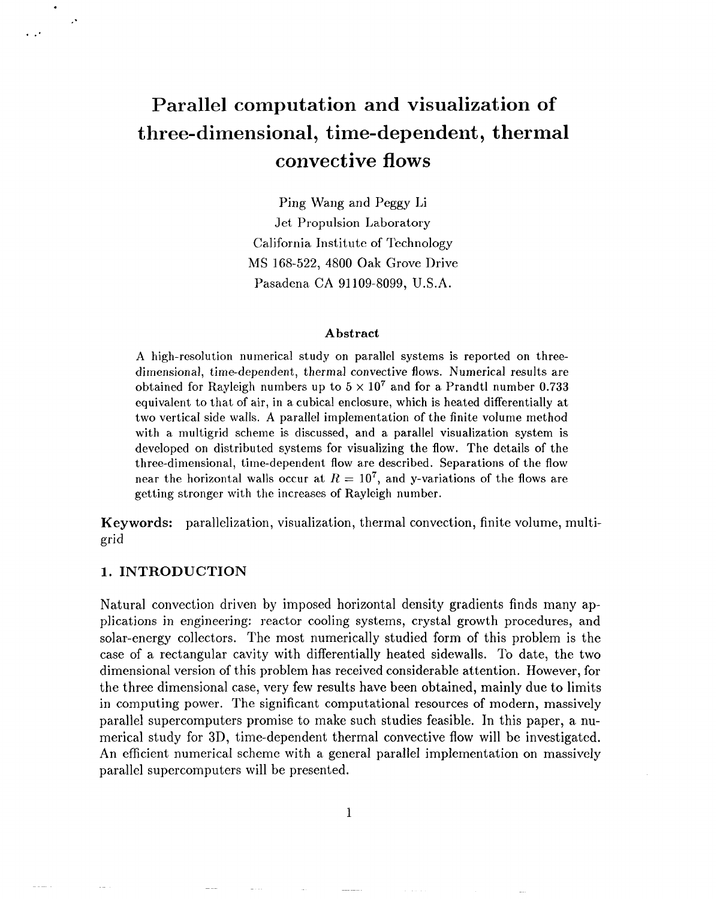# Parallel computation and visualization of three-dimensional, time-dependent, thermal convective flows

Ping Wang and Peggy Li

Jet Propulsion Laboratory

California Institute of Technology

MS 168-522, 4800 Oak Grove Drive

Pasadena CA 91109-8099, U.S.A.

### Abstract

A high-resolution numerical study on parallel systems is reported on three-dimensional, time-dependent, thermal convective flows. Numerical results are obtained for Rayleigh numbers up to $5 \times 10^7$ and for a Prandtl number 0.733 equivalent to that of air, in a cubical enclosure, which is heated differentially at two vertical side walls. A parallel implementation of the finite volume method with a multigrid scheme is discussed, and a parallel visualization system is developed on distributed systems for visualizing the flow. The details of the three-dimensional, time-dependent flow are described. Separations of the flow near the horizontal walls occur at $R = 10^7$, and y-variations of the flows are getting stronger with the increases of Rayleigh number.

**Keywords:** parallelization, visualization, thermal convection, finite volume, multigrid

## 1. INTRODUCTION

Natural convection driven by imposed horizontal density gradients finds many applications in engineering: reactor cooling systems, crystal growth procedures, and solar-energy collectors. The most numerically studied form of this problem is the case of a rectangular cavity with differentially heated sidewalls. To date, the two dimensional version of this problem has received considerable attention. However, for the three dimensional case, very few results have been obtained, mainly due to limits in computing power. The significant computational resources of modern, massively parallel supercomputers promise to make such studies feasible. In this paper, a numerical study for 3D, time-dependent thermal convective flow will be investigated. An efficient numerical scheme with a general parallel implementation on massively parallel supercomputers will be presented.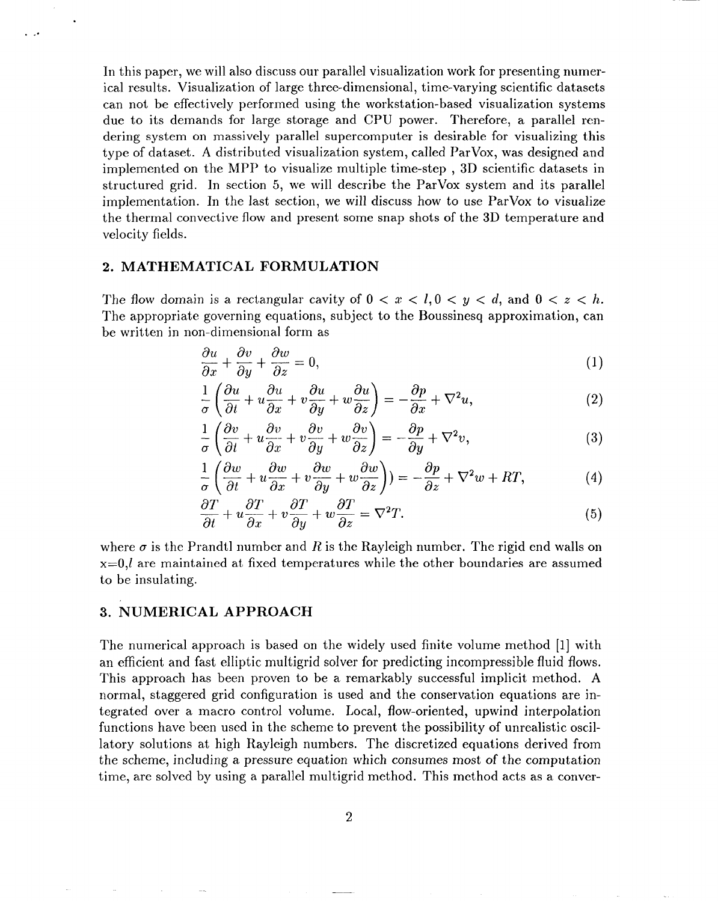In this paper, we will also discuss our parallel visualization work for presenting numerical results. Visualization of large three-dimensional, time-varying scientific datasets can not be effectively performed using the workstation-based visualization systems due to its demands for large storage and CPU power. Therefore, a parallel rendering system on massively parallel supercomputer is desirable for visualizing this type of dataset. A distributed visualization system, called ParVox, was designed and implemented on the MPP to visualize multiple time-step , 3D scientific datasets in structured grid. In section 5, we will describe the ParVox system and its parallel implementation. In the last section, we will discuss how to use ParVox to visualize the thermal convective flow and present some snap shots of the 3D temperature and velocity fields.

## 2. MATHEMATICAL FORMULATION

The flow domain is a rectangular cavity of $0 < x < l, 0 < y < d$, and $0 < z < h$. The appropriate governing equations, subject to the Boussinesq approximation, can be written in non-dimensional form as

$$\frac{\partial u}{\partial x} + \frac{\partial v}{\partial y} + \frac{\partial w}{\partial z} = 0, \tag{1}$$

$$\frac{1}{\sigma}\left(\frac{\partial u}{\partial t} + u\frac{\partial u}{\partial x} + v\frac{\partial u}{\partial y} + w\frac{\partial u}{\partial z}\right) = -\frac{\partial p}{\partial x} + \nabla^2 u, \tag{2}$$

$$\frac{1}{\sigma}\left(\frac{\partial v}{\partial t} + u\frac{\partial v}{\partial x} + v\frac{\partial v}{\partial y} + w\frac{\partial v}{\partial z}\right) = -\frac{\partial p}{\partial y} + \nabla^2 v, \tag{3}$$

$$\frac{1}{\sigma}\left(\frac{\partial w}{\partial t} + u\frac{\partial w}{\partial x} + v\frac{\partial w}{\partial y} + w\frac{\partial w}{\partial z}\right)) = -\frac{\partial p}{\partial z} + \nabla^2 w + RT, \tag{4}$$

$$\frac{\partial T}{\partial t} + u\frac{\partial T}{\partial x} + v\frac{\partial T}{\partial y} + w\frac{\partial T}{\partial z} = \nabla^2 T. \tag{5}$$

where $\sigma$ is the Prandtl number and $R$ is the Rayleigh number. The rigid end walls on $x=0,l$ are maintained at fixed temperatures while the other boundaries are assumed to be insulating.

## 3. NUMERICAL APPROACH

The numerical approach is based on the widely used finite volume method [1] with an efficient and fast elliptic multigrid solver for predicting incompressible fluid flows. This approach has been proven to be a remarkably successful implicit method. A normal, staggered grid configuration is used and the conservation equations are integrated over a macro control volume. Local, flow-oriented, upwind interpolation functions have been used in the scheme to prevent the possibility of unrealistic oscillatory solutions at high Rayleigh numbers. The discretized equations derived from the scheme, including a pressure equation which consumes most of the computation time, are solved by using a parallel multigrid method. This method acts as a conver-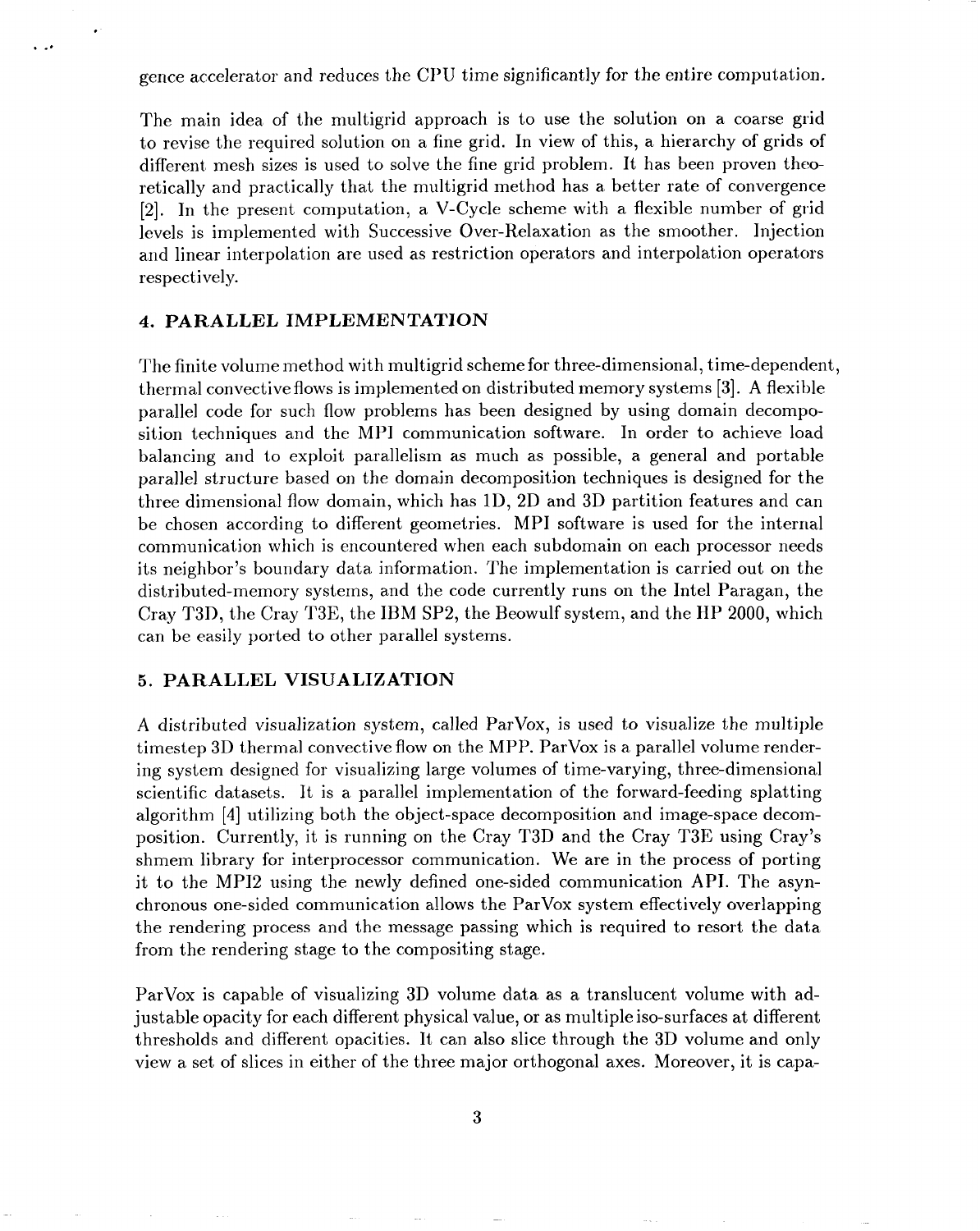gence accelerator and reduces the CPU time significantly for the entire computation.

The main idea of the multigrid approach is to use the solution on a coarse grid to revise the required solution on a fine grid. In view of this, a hierarchy of grids of different mesh sizes is used to solve the fine grid problem. It has been proven theoretically and practically that the multigrid method has a better rate of convergence [2]. In the present computation, a V-Cycle scheme with a flexible number of grid levels is implemented with Successive Over-Relaxation as the smoother. Injection and linear interpolation are used as restriction operators and interpolation operators respectively.

## 4. PARALLEL IMPLEMENTATION

The finite volume method with multigrid scheme for three-dimensional, time-dependent, thermal convective flows is implemented on distributed memory systems [3]. A flexible parallel code for such flow problems has been designed by using domain decomposition techniques and the MPI communication software. In order to achieve load balancing and to exploit parallelism as much as possible, a general and portable parallel structure based on the domain decomposition techniques is designed for the three dimensional flow domain, which has 1D, 2D and 3D partition features and can be chosen according to different geometries. MPI software is used for the internal communication which is encountered when each subdomain on each processor needs its neighbor's boundary data information. The implementation is carried out on the distributed-memory systems, and the code currently runs on the Intel Paragan, the Cray T3D, the Cray T3E, the IBM SP2, the Beowulf system, and the HP 2000, which can be easily ported to other parallel systems.

## 5. PARALLEL VISUALIZATION

A distributed visualization system, called ParVox, is used to visualize the multiple timestep 3D thermal convective flow on the MPP. ParVox is a parallel volume rendering system designed for visualizing large volumes of time-varying, three-dimensional scientific datasets. It is a parallel implementation of the forward-feeding splatting algorithm [4] utilizing both the object-space decomposition and image-space decomposition. Currently, it is running on the Cray T3D and the Cray T3E using Cray's shmem library for interprocessor communication. We are in the process of porting it to the MPI2 using the newly defined one-sided communication API. The asynchronous one-sided communication allows the ParVox system effectively overlapping the rendering process and the message passing which is required to resort the data from the rendering stage to the compositing stage.

ParVox is capable of visualizing 3D volume data as a translucent volume with adjustable opacity for each different physical value, or as multiple iso-surfaces at different thresholds and different opacities. It can also slice through the 3D volume and only view a set of slices in either of the three major orthogonal axes. Moreover, it is capa-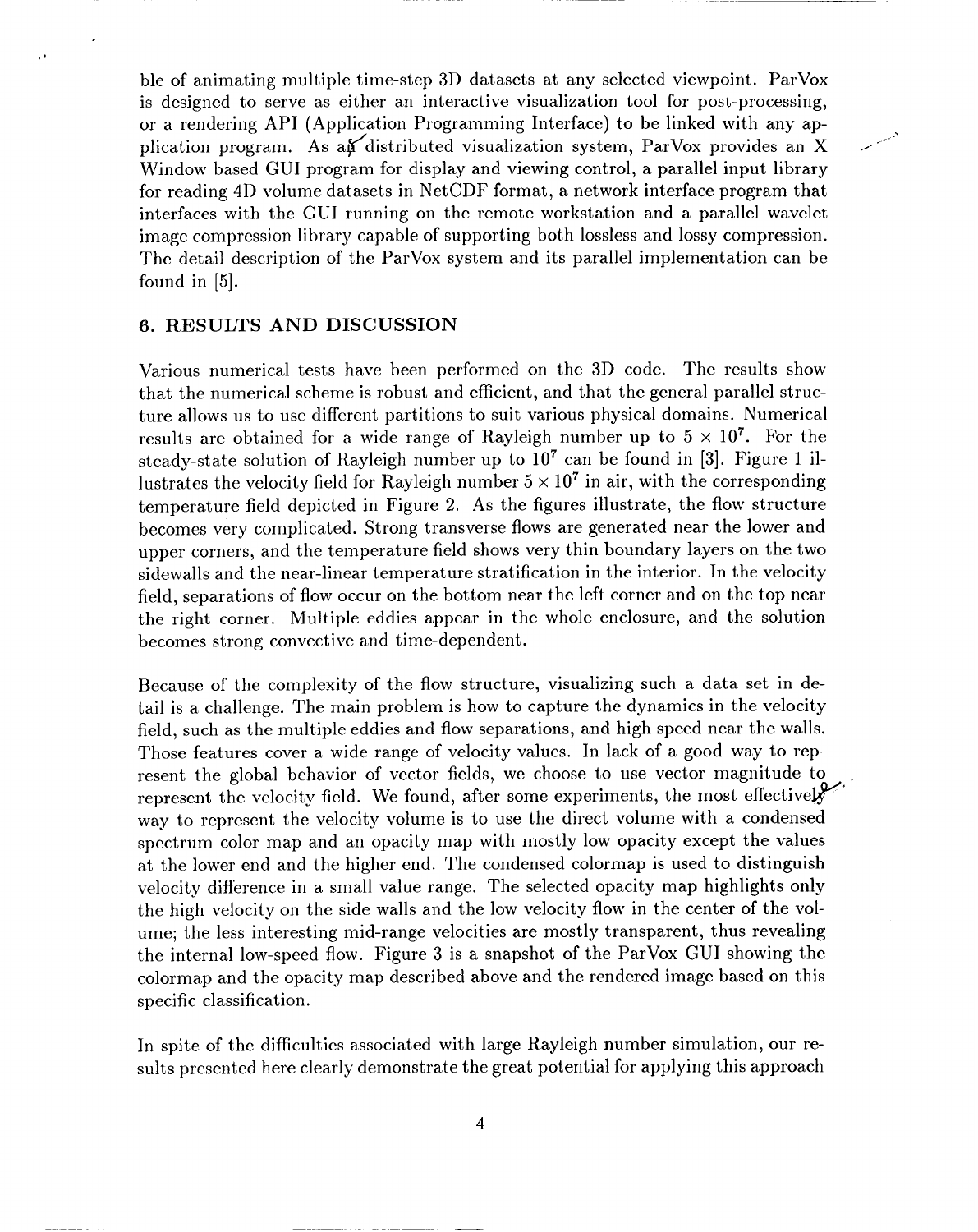ble of animating multiple time-step 3D datasets at any selected viewpoint. ParVox is designed to serve as either an interactive visualization tool for post-processing, or a rendering API (Application Programming Interface) to be linked with any application program. As a distributed visualization system, ParVox provides an X Window based GUI program for display and viewing control, a parallel input library for reading 4D volume datasets in NetCDF format, a network interface program that interfaces with the GUI running on the remote workstation and a parallel wavelet image compression library capable of supporting both lossless and lossy compression. The detail description of the ParVox system and its parallel implementation can be found in [5].

## 6. RESULTS AND DISCUSSION

Various numerical tests have been performed on the 3D code. The results show that the numerical scheme is robust and efficient, and that the general parallel structure allows us to use different partitions to suit various physical domains. Numerical results are obtained for a wide range of Rayleigh number up to $5 \times 10^7$. For the steady-state solution of Rayleigh number up to $10^7$ can be found in [3]. Figure 1 illustrates the velocity field for Rayleigh number $5 \times 10^7$ in air, with the corresponding temperature field depicted in Figure 2. As the figures illustrate, the flow structure becomes very complicated. Strong transverse flows are generated near the lower and upper corners, and the temperature field shows very thin boundary layers on the two sidewalls and the near-linear temperature stratification in the interior. In the velocity field, separations of flow occur on the bottom near the left corner and on the top near the right corner. Multiple eddies appear in the whole enclosure, and the solution becomes strong convective and time-dependent.

Because of the complexity of the flow structure, visualizing such a data set in detail is a challenge. The main problem is how to capture the dynamics in the velocity field, such as the multiple eddies and flow separations, and high speed near the walls. Those features cover a wide range of velocity values. In lack of a good way to represent the global behavior of vector fields, we choose to use vector magnitude to represent the velocity field. We found, after some experiments, the most effectively way to represent the velocity volume is to use the direct volume with a condensed spectrum color map and an opacity map with mostly low opacity except the values at the lower end and the higher end. The condensed colormap is used to distinguish velocity difference in a small value range. The selected opacity map highlights only the high velocity on the side walls and the low velocity flow in the center of the volume; the less interesting mid-range velocities are mostly transparent, thus revealing the internal low-speed flow. Figure 3 is a snapshot of the ParVox GUI showing the colormap and the opacity map described above and the rendered image based on this specific classification.

In spite of the difficulties associated with large Rayleigh number simulation, our results presented here clearly demonstrate the great potential for applying this approach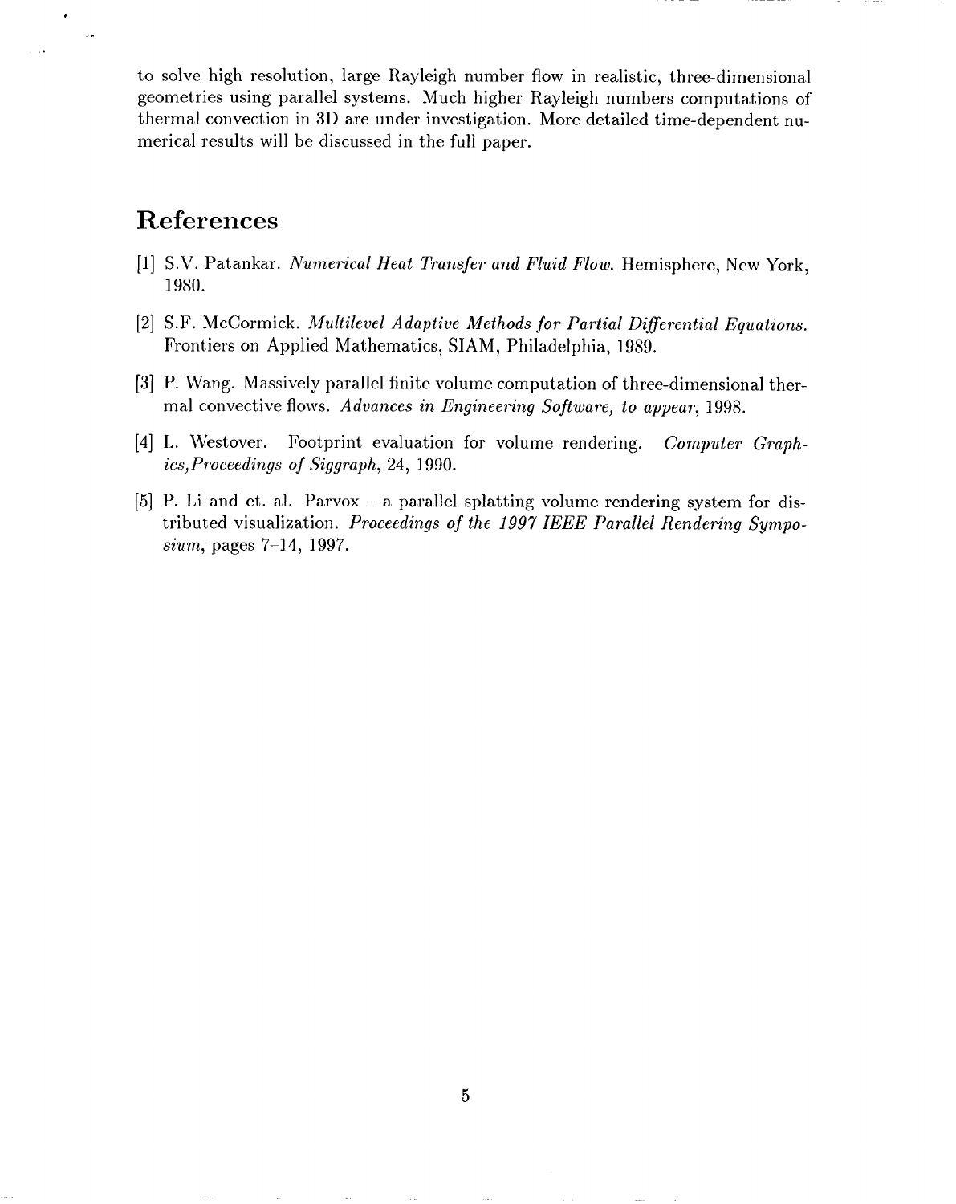to solve high resolution, large Rayleigh number flow in realistic, three-dimensional geometries using parallel systems. Much higher Rayleigh numbers computations of thermal convection in 3D are under investigation. More detailed time-dependent numerical results will be discussed in the full paper.

## References

[1] S.V. Patankar. *Numerical Heat Transfer and Fluid Flow.* Hemisphere, New York, 1980.

[2] S.F. McCormick. *Multilevel Adaptive Methods for Partial Differential Equations.* Frontiers on Applied Mathematics, SIAM, Philadelphia, 1989.

[3] P. Wang. Massively parallel finite volume computation of three-dimensional thermal convective flows. *Advances in Engineering Software, to appear*, 1998.

[4] L. Westover. Footprint evaluation for volume rendering. *Computer Graphics,Proceedings of Siggraph*, 24, 1990.

[5] P. Li and et. al. Parvox – a parallel splatting volume rendering system for distributed visualization. *Proceedings of the 1997 IEEE Parallel Rendering Symposium*, pages 7–14, 1997.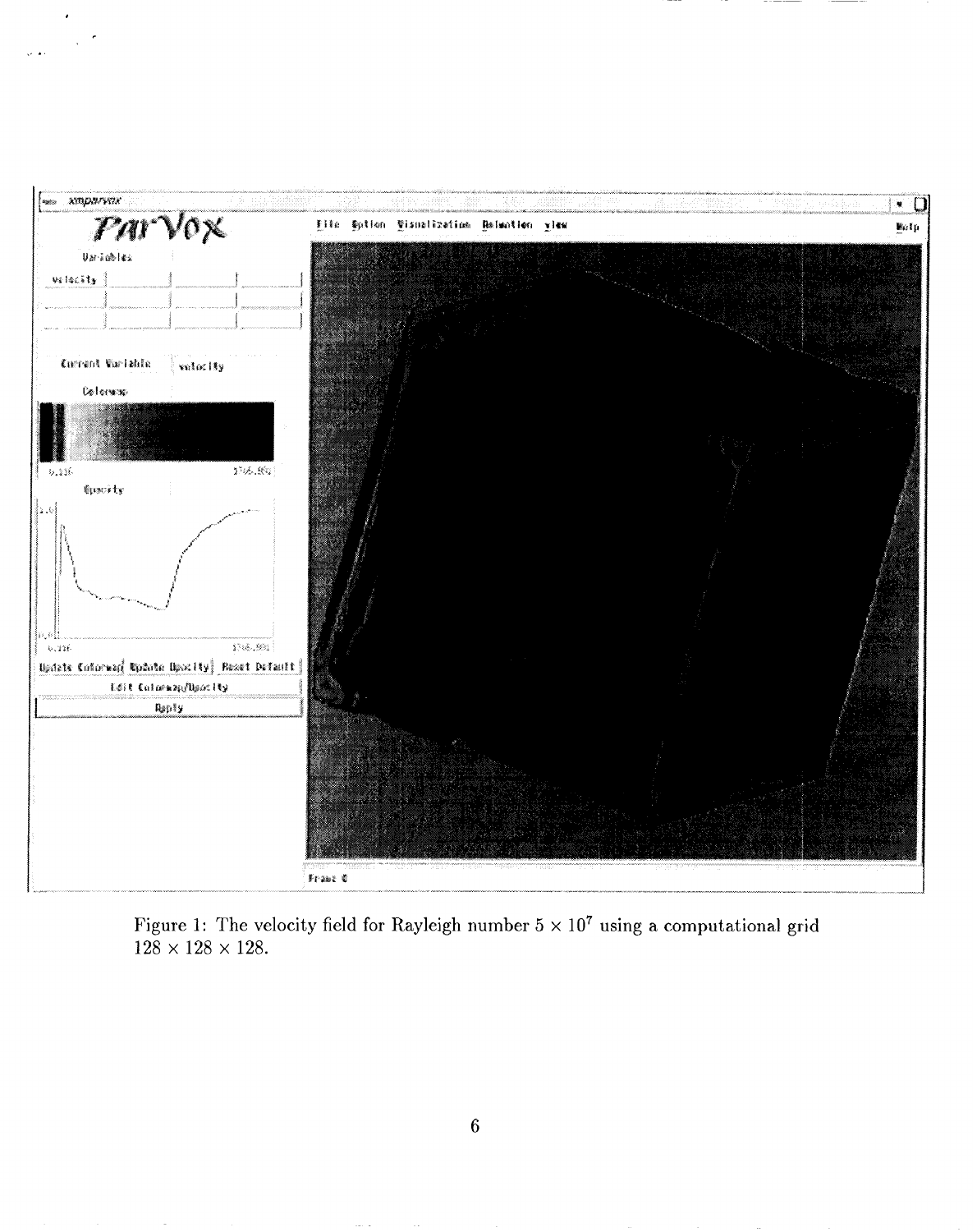Figure 1: The velocity field for Rayleigh number $5 \times 10^7$ using a computational grid $128 \times 128 \times 128$.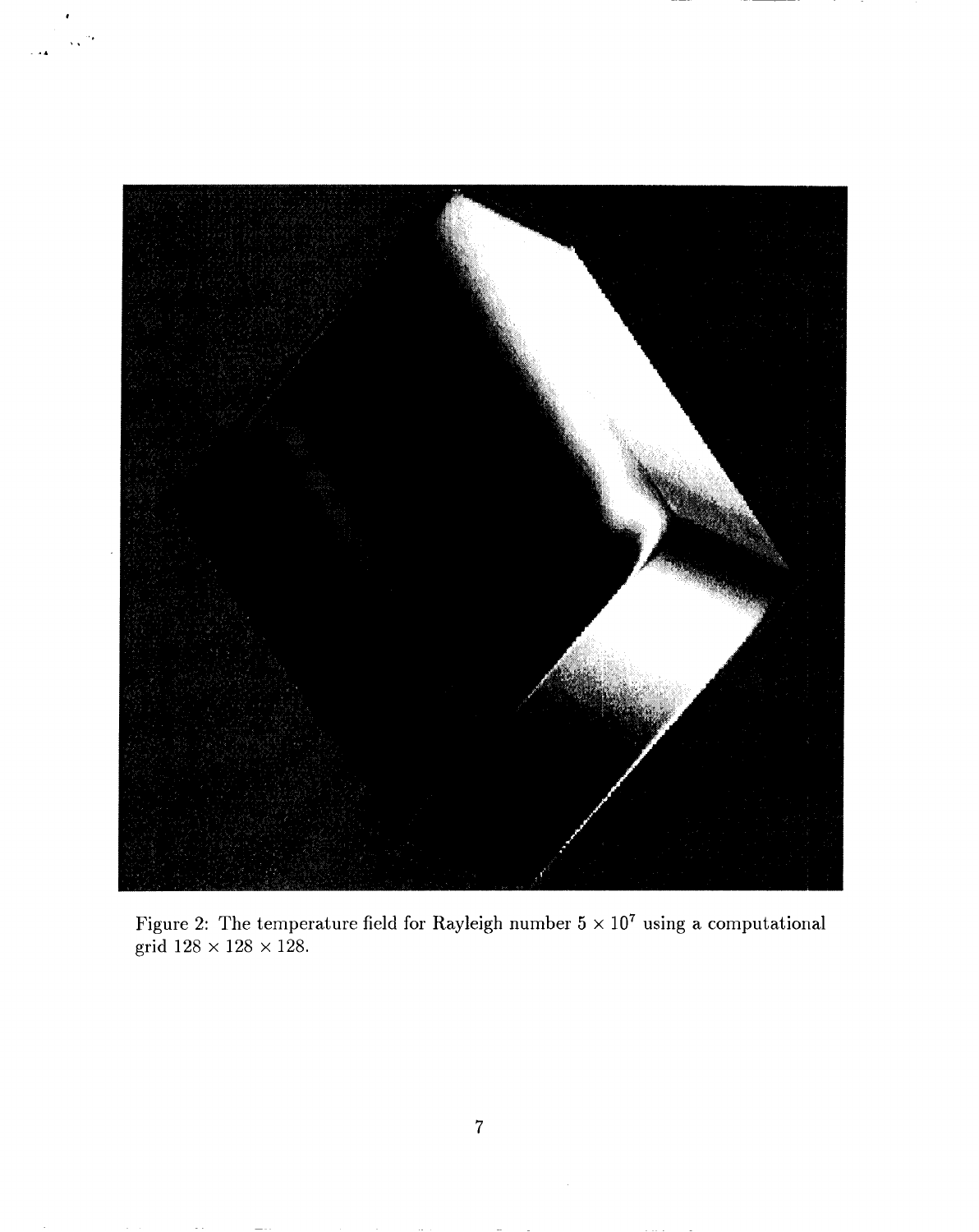Figure 2: The temperature field for Rayleigh number $5 \times 10^7$ using a computational grid $128 \times 128 \times 128$.